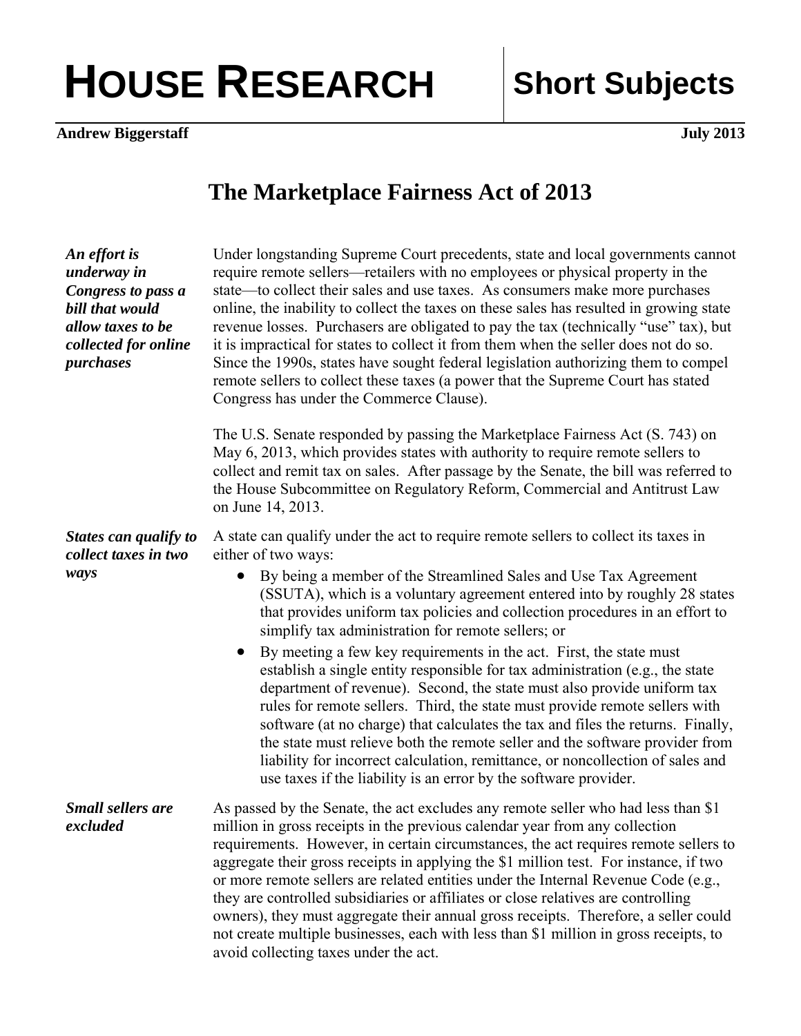# HOUSE RESEARCH

## Short Subjects

**Andrew Biggerstaff** **July 2013**

# The Marketplace Fairness Act of 2013

***An effort is underway in Congress to pass a bill that would allow taxes to be collected for online purchases***

Under longstanding Supreme Court precedents, state and local governments cannot require remote sellers—retailers with no employees or physical property in the state—to collect their sales and use taxes. As consumers make more purchases online, the inability to collect the taxes on these sales has resulted in growing state revenue losses. Purchasers are obligated to pay the tax (technically "use" tax), but it is impractical for states to collect it from them when the seller does not do so. Since the 1990s, states have sought federal legislation authorizing them to compel remote sellers to collect these taxes (a power that the Supreme Court has stated Congress has under the Commerce Clause).

The U.S. Senate responded by passing the Marketplace Fairness Act (S. 743) on May 6, 2013, which provides states with authority to require remote sellers to collect and remit tax on sales. After passage by the Senate, the bill was referred to the House Subcommittee on Regulatory Reform, Commercial and Antitrust Law on June 14, 2013.

***States can qualify to collect taxes in two ways***

A state can qualify under the act to require remote sellers to collect its taxes in either of two ways:

- By being a member of the Streamlined Sales and Use Tax Agreement (SSUTA), which is a voluntary agreement entered into by roughly 28 states that provides uniform tax policies and collection procedures in an effort to simplify tax administration for remote sellers; or
- By meeting a few key requirements in the act. First, the state must establish a single entity responsible for tax administration (e.g., the state department of revenue). Second, the state must also provide uniform tax rules for remote sellers. Third, the state must provide remote sellers with software (at no charge) that calculates the tax and files the returns. Finally, the state must relieve both the remote seller and the software provider from liability for incorrect calculation, remittance, or noncollection of sales and use taxes if the liability is an error by the software provider.

***Small sellers are excluded***

As passed by the Senate, the act excludes any remote seller who had less than $1 million in gross receipts in the previous calendar year from any collection requirements. However, in certain circumstances, the act requires remote sellers to aggregate their gross receipts in applying the $1 million test. For instance, if two or more remote sellers are related entities under the Internal Revenue Code (e.g., they are controlled subsidiaries or affiliates or close relatives are controlling owners), they must aggregate their annual gross receipts. Therefore, a seller could not create multiple businesses, each with less than $1 million in gross receipts, to avoid collecting taxes under the act.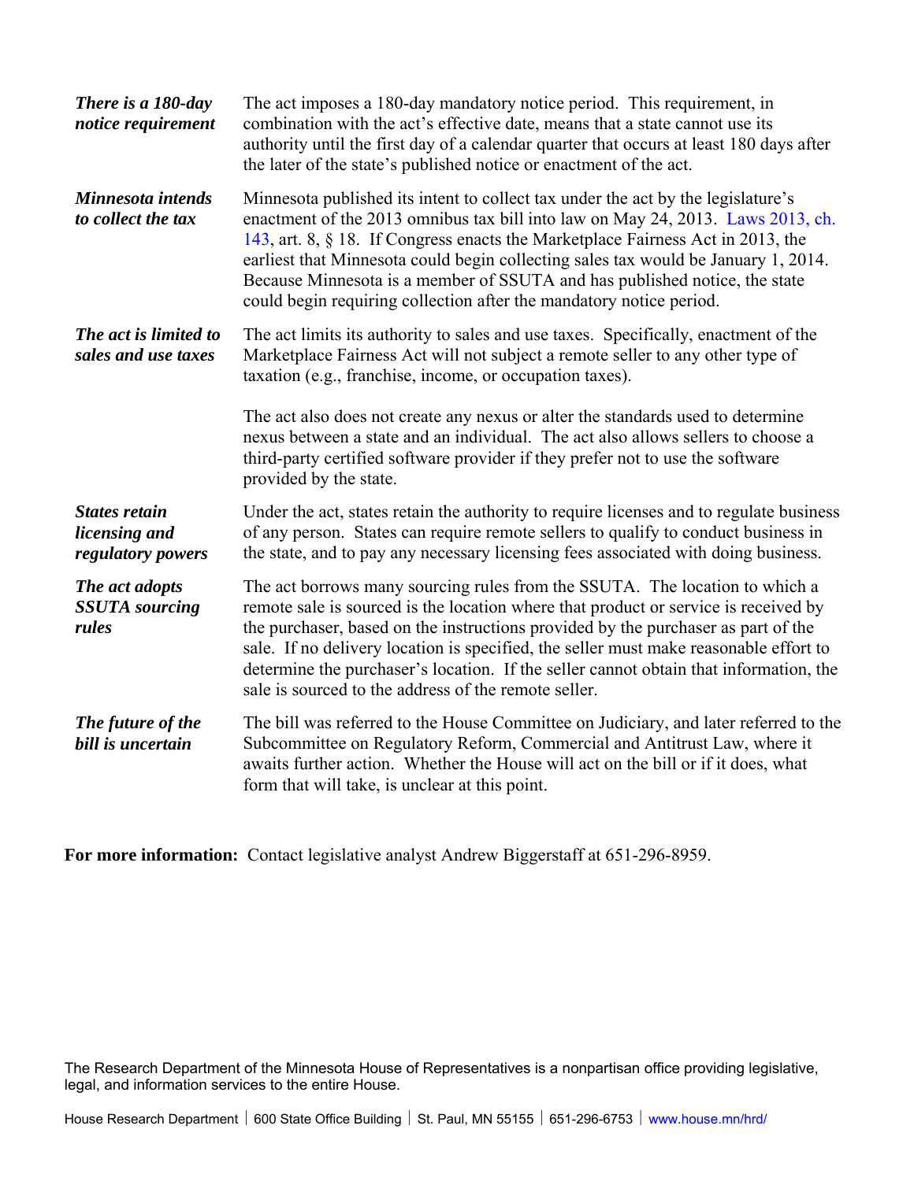***There is a 180-day notice requirement***

The act imposes a 180-day mandatory notice period. This requirement, in combination with the act's effective date, means that a state cannot use its authority until the first day of a calendar quarter that occurs at least 180 days after the later of the state's published notice or enactment of the act.

***Minnesota intends to collect the tax***

Minnesota published its intent to collect tax under the act by the legislature's enactment of the 2013 omnibus tax bill into law on May 24, 2013. Laws 2013, ch. 143, art. 8, § 18. If Congress enacts the Marketplace Fairness Act in 2013, the earliest that Minnesota could begin collecting sales tax would be January 1, 2014. Because Minnesota is a member of SSUTA and has published notice, the state could begin requiring collection after the mandatory notice period.

***The act is limited to sales and use taxes***

The act limits its authority to sales and use taxes. Specifically, enactment of the Marketplace Fairness Act will not subject a remote seller to any other type of taxation (e.g., franchise, income, or occupation taxes).

The act also does not create any nexus or alter the standards used to determine nexus between a state and an individual. The act also allows sellers to choose a third-party certified software provider if they prefer not to use the software provided by the state.

***States retain licensing and regulatory powers***

Under the act, states retain the authority to require licenses and to regulate business of any person. States can require remote sellers to qualify to conduct business in the state, and to pay any necessary licensing fees associated with doing business.

***The act adopts SSUTA sourcing rules***

The act borrows many sourcing rules from the SSUTA. The location to which a remote sale is sourced is the location where that product or service is received by the purchaser, based on the instructions provided by the purchaser as part of the sale. If no delivery location is specified, the seller must make reasonable effort to determine the purchaser's location. If the seller cannot obtain that information, the sale is sourced to the address of the remote seller.

***The future of the bill is uncertain***

The bill was referred to the House Committee on Judiciary, and later referred to the Subcommittee on Regulatory Reform, Commercial and Antitrust Law, where it awaits further action. Whether the House will act on the bill or if it does, what form that will take, is unclear at this point.

**For more information:** Contact legislative analyst Andrew Biggerstaff at 651-296-8959.

The Research Department of the Minnesota House of Representatives is a nonpartisan office providing legislative, legal, and information services to the entire House.

House Research Department | 600 State Office Building | St. Paul, MN 55155 | 651-296-6753 | www.house.mn/hrd/